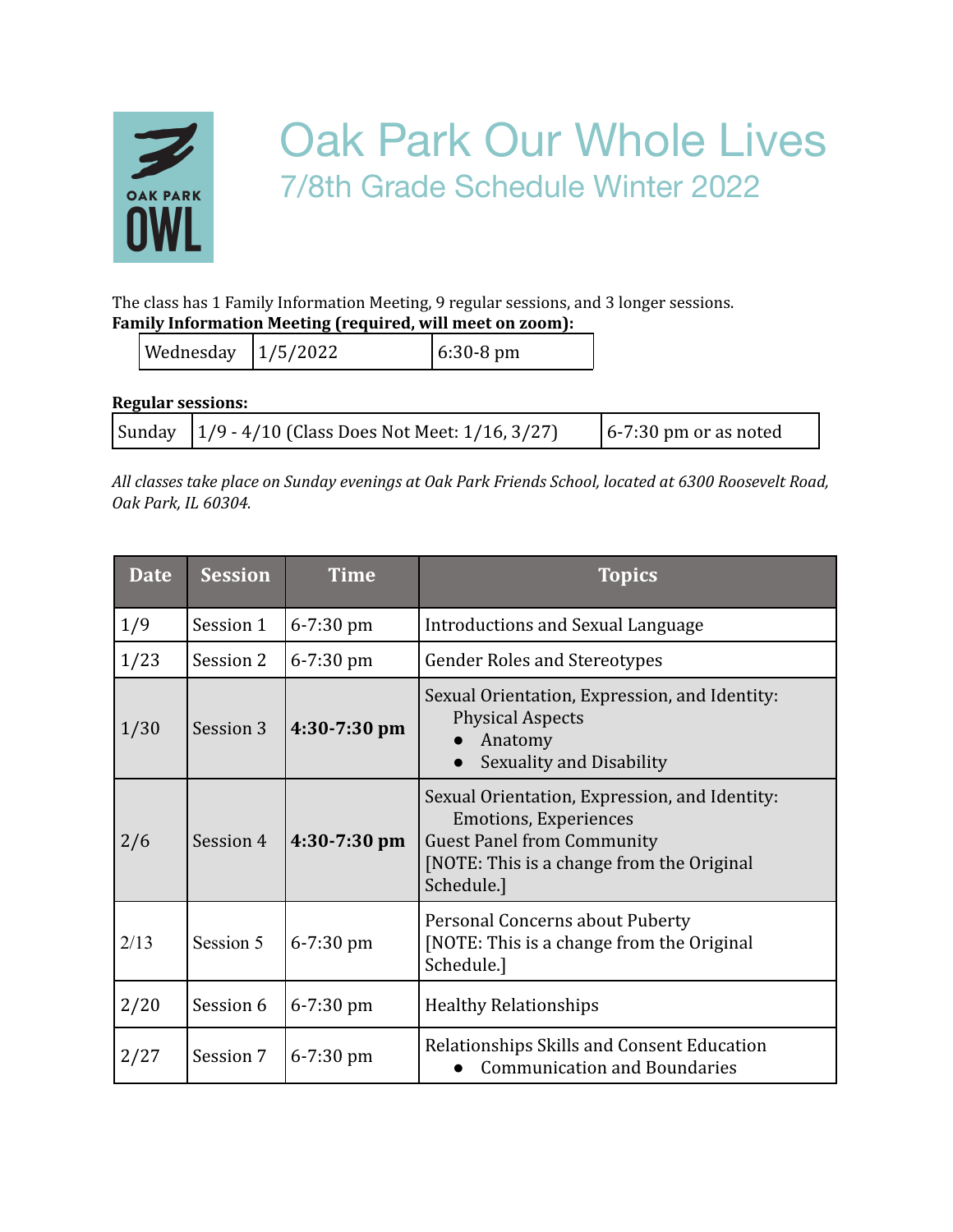# Oak Park Our Whole Lives

## 7/8th Grade Schedule Winter 2022

The class has 1 Family Information Meeting, 9 regular sessions, and 3 longer sessions.

**Family Information Meeting (required, will meet on zoom):**

| Wednesday | 1/5/2022 | 6:30-8 pm |
|---|---|---|

**Regular sessions:**

| Sunday | 1/9 - 4/10 (Class Does Not Meet: 1/16, 3/27) | 6-7:30 pm or as noted |
|---|---|---|

*All classes take place on Sunday evenings at Oak Park Friends School, located at 6300 Roosevelt Road, Oak Park, IL 60304.*

| Date | Session | Time | Topics |
|---|---|---|---|
| 1/9 | Session 1 | 6-7:30 pm | Introductions and Sexual Language |
| 1/23 | Session 2 | 6-7:30 pm | Gender Roles and Stereotypes |
| 1/30 | Session 3 | **4:30-7:30 pm** | Sexual Orientation, Expression, and Identity: Physical Aspects<br>● Anatomy<br>● Sexuality and Disability |
| 2/6 | Session 4 | **4:30-7:30 pm** | Sexual Orientation, Expression, and Identity: Emotions, Experiences<br>Guest Panel from Community<br>[NOTE: This is a change from the Original Schedule.] |
| 2/13 | Session 5 | 6-7:30 pm | Personal Concerns about Puberty<br>[NOTE: This is a change from the Original Schedule.] |
| 2/20 | Session 6 | 6-7:30 pm | Healthy Relationships |
| 2/27 | Session 7 | 6-7:30 pm | Relationships Skills and Consent Education<br>● Communication and Boundaries |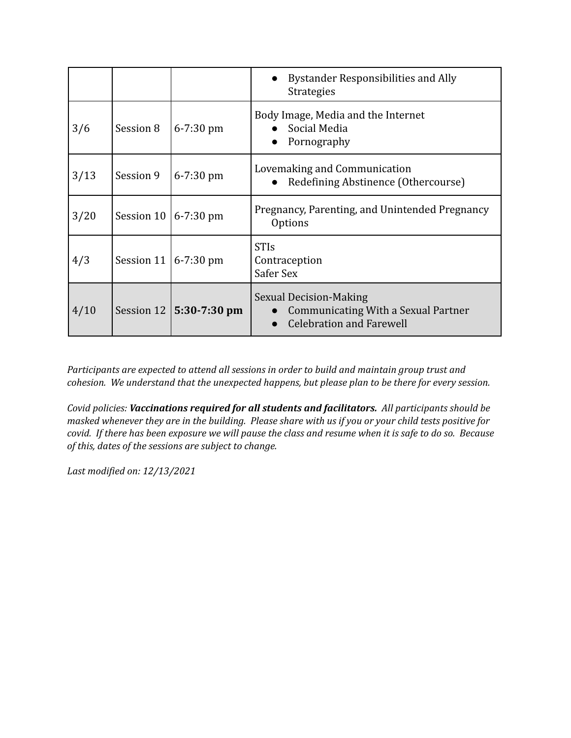| | | | |
|---|---|---|---|
| | | | • Bystander Responsibilities and Ally Strategies |
| 3/6 | Session 8 | 6-7:30 pm | Body Image, Media and the Internet<br>• Social Media<br>• Pornography |
| 3/13 | Session 9 | 6-7:30 pm | Lovemaking and Communication<br>• Redefining Abstinence (Othercourse) |
| 3/20 | Session 10 | 6-7:30 pm | Pregnancy, Parenting, and Unintended Pregnancy Options |
| 4/3 | Session 11 | 6-7:30 pm | STIs<br>Contraception<br>Safer Sex |
| 4/10 | Session 12 | **5:30-7:30 pm** | Sexual Decision-Making<br>• Communicating With a Sexual Partner<br>• Celebration and Farewell |

*Participants are expected to attend all sessions in order to build and maintain group trust and cohesion. We understand that the unexpected happens, but please plan to be there for every session.*

*Covid policies:* ***Vaccinations required for all students and facilitators.*** *All participants should be masked whenever they are in the building. Please share with us if you or your child tests positive for covid. If there has been exposure we will pause the class and resume when it is safe to do so. Because of this, dates of the sessions are subject to change.*

*Last modified on: 12/13/2021*